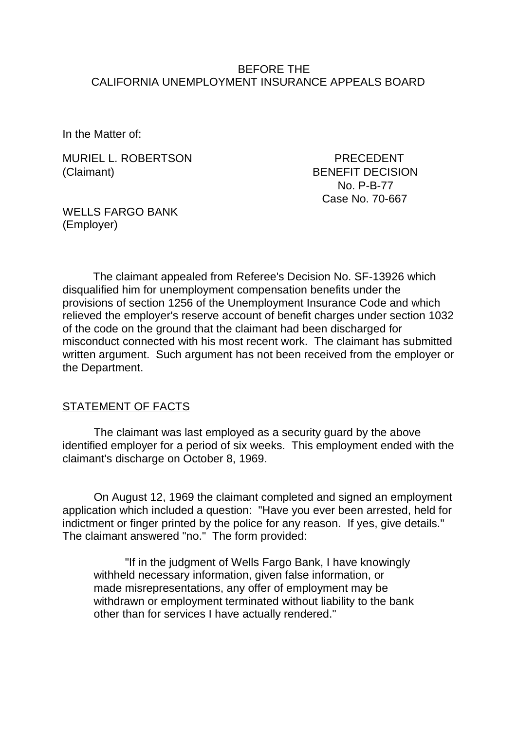BEFORE THE
CALIFORNIA UNEMPLOYMENT INSURANCE APPEALS BOARD

In the Matter of:

MURIEL L. ROBERTSON
(Claimant)

PRECEDENT
BENEFIT DECISION
No. P-B-77
Case No. 70-667

WELLS FARGO BANK
(Employer)

The claimant appealed from Referee's Decision No. SF-13926 which disqualified him for unemployment compensation benefits under the provisions of section 1256 of the Unemployment Insurance Code and which relieved the employer's reserve account of benefit charges under section 1032 of the code on the ground that the claimant had been discharged for misconduct connected with his most recent work. The claimant has submitted written argument. Such argument has not been received from the employer or the Department.

STATEMENT OF FACTS

The claimant was last employed as a security guard by the above identified employer for a period of six weeks. This employment ended with the claimant's discharge on October 8, 1969.

On August 12, 1969 the claimant completed and signed an employment application which included a question: "Have you ever been arrested, held for indictment or finger printed by the police for any reason. If yes, give details." The claimant answered "no." The form provided:

> "If in the judgment of Wells Fargo Bank, I have knowingly withheld necessary information, given false information, or made misrepresentations, any offer of employment may be withdrawn or employment terminated without liability to the bank other than for services I have actually rendered."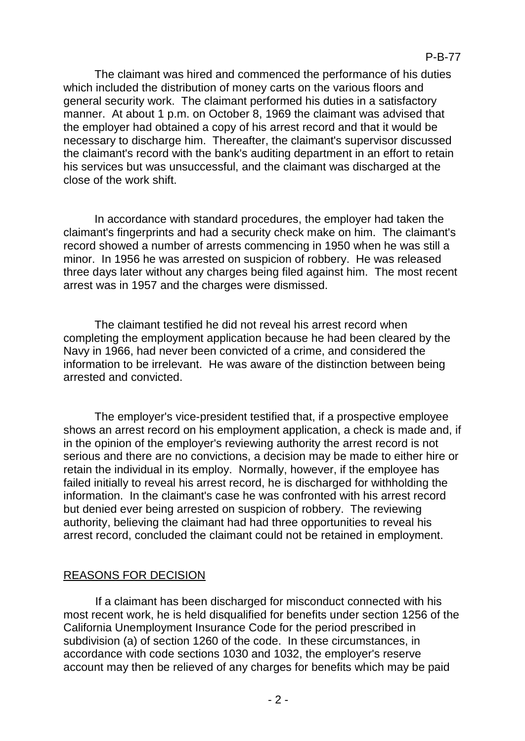The claimant was hired and commenced the performance of his duties which included the distribution of money carts on the various floors and general security work. The claimant performed his duties in a satisfactory manner. At about 1 p.m. on October 8, 1969 the claimant was advised that the employer had obtained a copy of his arrest record and that it would be necessary to discharge him. Thereafter, the claimant's supervisor discussed the claimant's record with the bank's auditing department in an effort to retain his services but was unsuccessful, and the claimant was discharged at the close of the work shift.

In accordance with standard procedures, the employer had taken the claimant's fingerprints and had a security check make on him. The claimant's record showed a number of arrests commencing in 1950 when he was still a minor. In 1956 he was arrested on suspicion of robbery. He was released three days later without any charges being filed against him. The most recent arrest was in 1957 and the charges were dismissed.

The claimant testified he did not reveal his arrest record when completing the employment application because he had been cleared by the Navy in 1966, had never been convicted of a crime, and considered the information to be irrelevant. He was aware of the distinction between being arrested and convicted.

The employer's vice-president testified that, if a prospective employee shows an arrest record on his employment application, a check is made and, if in the opinion of the employer's reviewing authority the arrest record is not serious and there are no convictions, a decision may be made to either hire or retain the individual in its employ. Normally, however, if the employee has failed initially to reveal his arrest record, he is discharged for withholding the information. In the claimant's case he was confronted with his arrest record but denied ever being arrested on suspicion of robbery. The reviewing authority, believing the claimant had had three opportunities to reveal his arrest record, concluded the claimant could not be retained in employment.

## REASONS FOR DECISION

If a claimant has been discharged for misconduct connected with his most recent work, he is held disqualified for benefits under section 1256 of the California Unemployment Insurance Code for the period prescribed in subdivision (a) of section 1260 of the code. In these circumstances, in accordance with code sections 1030 and 1032, the employer's reserve account may then be relieved of any charges for benefits which may be paid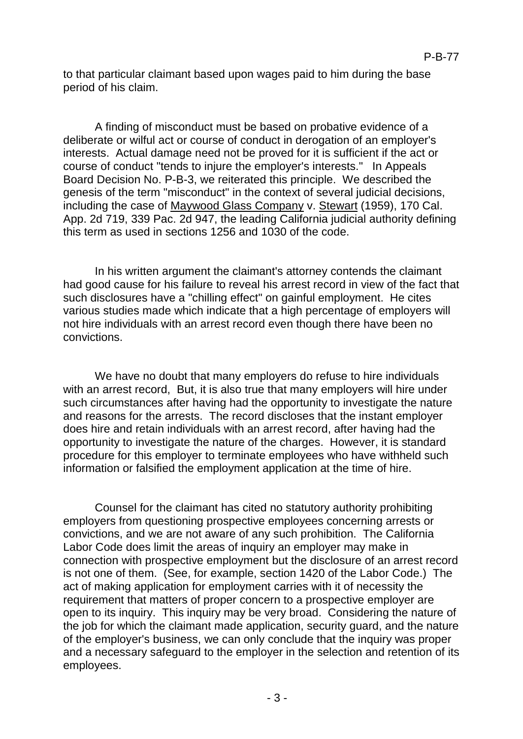to that particular claimant based upon wages paid to him during the base period of his claim.

A finding of misconduct must be based on probative evidence of a deliberate or wilful act or course of conduct in derogation of an employer's interests. Actual damage need not be proved for it is sufficient if the act or course of conduct "tends to injure the employer's interests." In Appeals Board Decision No. P-B-3, we reiterated this principle. We described the genesis of the term "misconduct" in the context of several judicial decisions, including the case of Maywood Glass Company v. Stewart (1959), 170 Cal. App. 2d 719, 339 Pac. 2d 947, the leading California judicial authority defining this term as used in sections 1256 and 1030 of the code.

In his written argument the claimant's attorney contends the claimant had good cause for his failure to reveal his arrest record in view of the fact that such disclosures have a "chilling effect" on gainful employment. He cites various studies made which indicate that a high percentage of employers will not hire individuals with an arrest record even though there have been no convictions.

We have no doubt that many employers do refuse to hire individuals with an arrest record, But, it is also true that many employers will hire under such circumstances after having had the opportunity to investigate the nature and reasons for the arrests. The record discloses that the instant employer does hire and retain individuals with an arrest record, after having had the opportunity to investigate the nature of the charges. However, it is standard procedure for this employer to terminate employees who have withheld such information or falsified the employment application at the time of hire.

Counsel for the claimant has cited no statutory authority prohibiting employers from questioning prospective employees concerning arrests or convictions, and we are not aware of any such prohibition. The California Labor Code does limit the areas of inquiry an employer may make in connection with prospective employment but the disclosure of an arrest record is not one of them. (See, for example, section 1420 of the Labor Code.) The act of making application for employment carries with it of necessity the requirement that matters of proper concern to a prospective employer are open to its inquiry. This inquiry may be very broad. Considering the nature of the job for which the claimant made application, security guard, and the nature of the employer's business, we can only conclude that the inquiry was proper and a necessary safeguard to the employer in the selection and retention of its employees.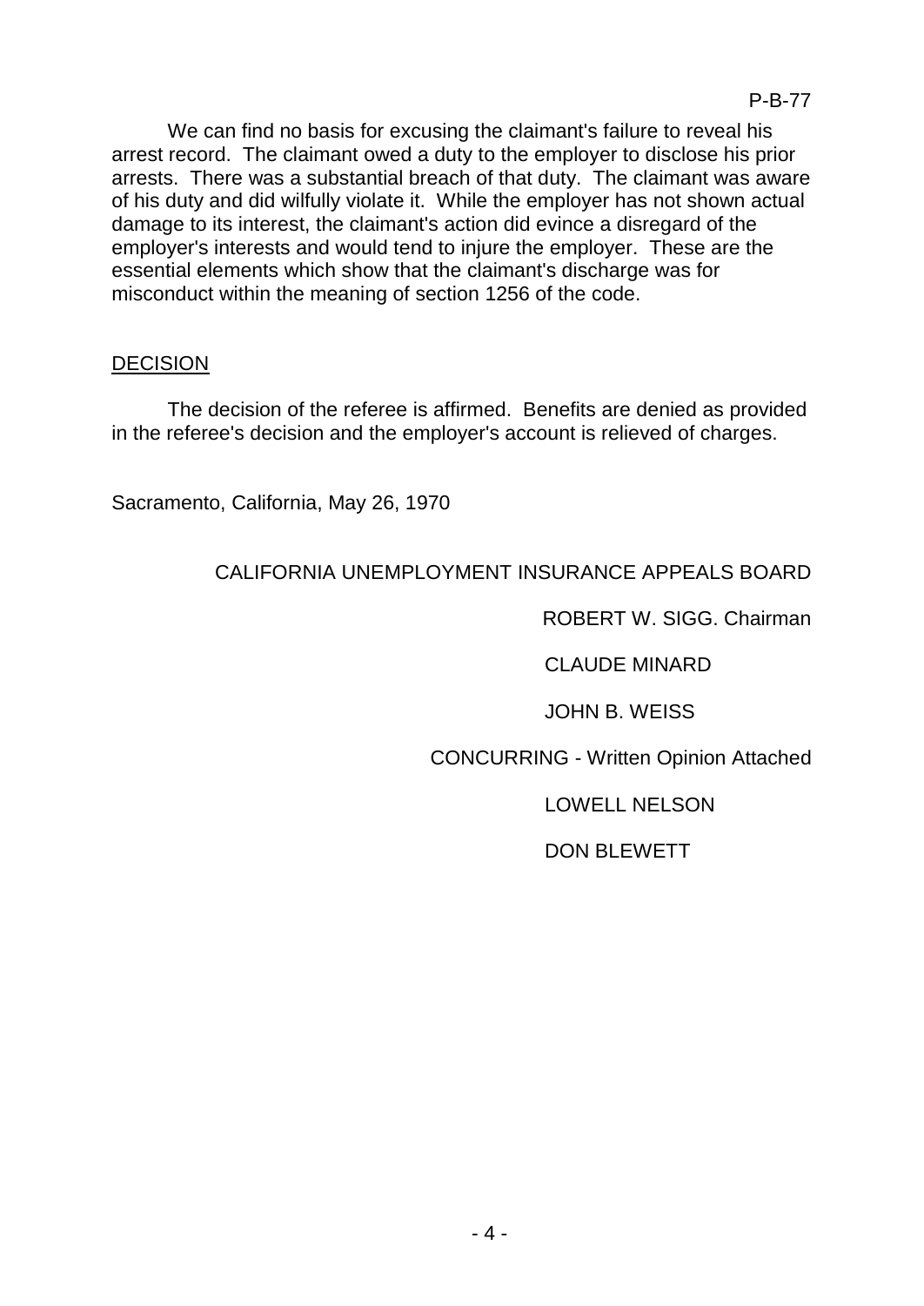We can find no basis for excusing the claimant's failure to reveal his arrest record. The claimant owed a duty to the employer to disclose his prior arrests. There was a substantial breach of that duty. The claimant was aware of his duty and did wilfully violate it. While the employer has not shown actual damage to its interest, the claimant's action did evince a disregard of the employer's interests and would tend to injure the employer. These are the essential elements which show that the claimant's discharge was for misconduct within the meaning of section 1256 of the code.

## DECISION

The decision of the referee is affirmed. Benefits are denied as provided in the referee's decision and the employer's account is relieved of charges.

Sacramento, California, May 26, 1970

CALIFORNIA UNEMPLOYMENT INSURANCE APPEALS BOARD

ROBERT W. SIGG. Chairman

CLAUDE MINARD

JOHN B. WEISS

CONCURRING - Written Opinion Attached

LOWELL NELSON

DON BLEWETT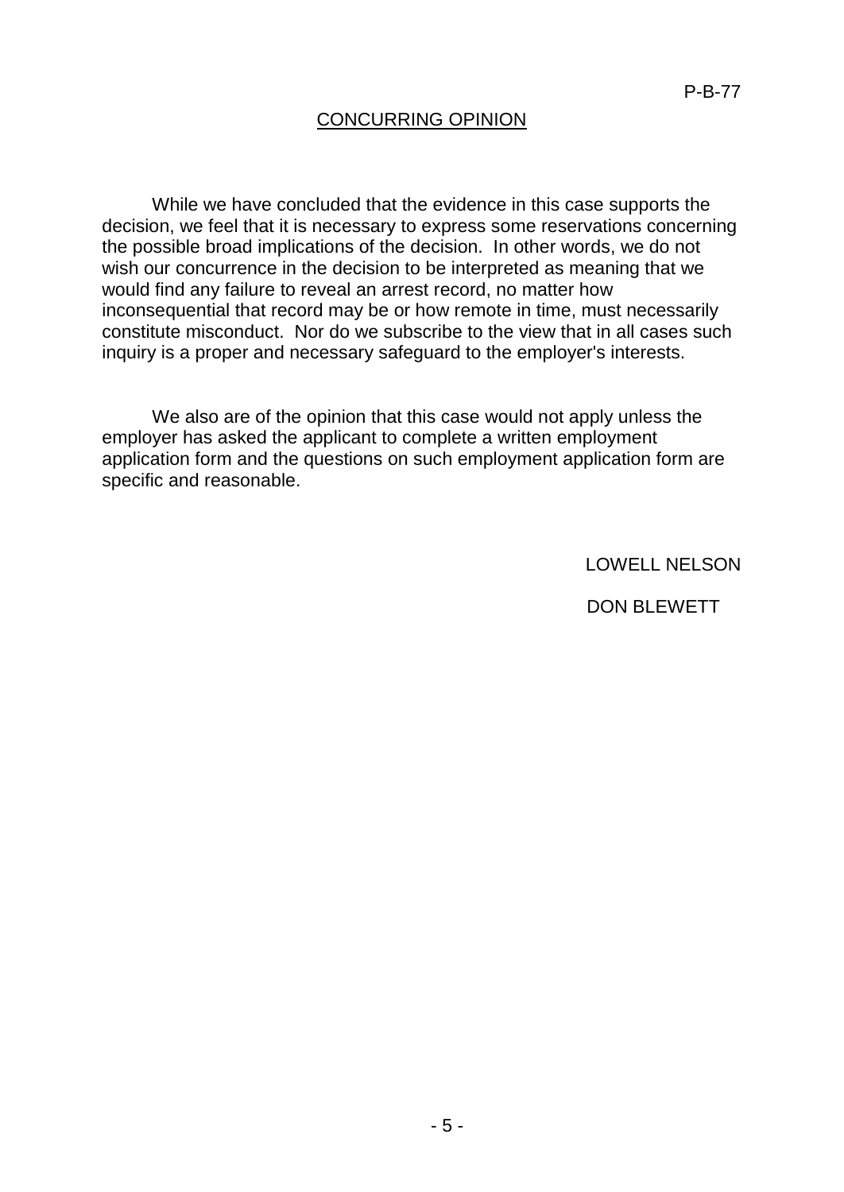P-B-77

## CONCURRING OPINION

While we have concluded that the evidence in this case supports the decision, we feel that it is necessary to express some reservations concerning the possible broad implications of the decision. In other words, we do not wish our concurrence in the decision to be interpreted as meaning that we would find any failure to reveal an arrest record, no matter how inconsequential that record may be or how remote in time, must necessarily constitute misconduct. Nor do we subscribe to the view that in all cases such inquiry is a proper and necessary safeguard to the employer's interests.

We also are of the opinion that this case would not apply unless the employer has asked the applicant to complete a written employment application form and the questions on such employment application form are specific and reasonable.

LOWELL NELSON

DON BLEWETT